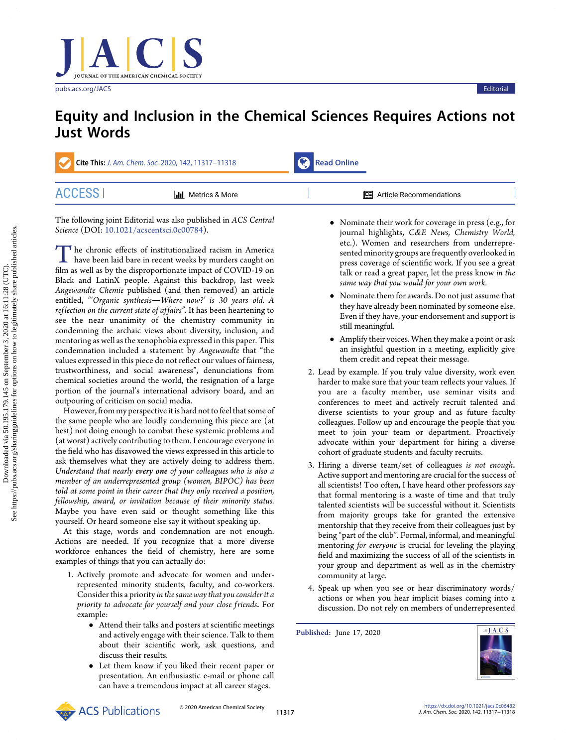# Equity and Inclusion in the Chemical Sciences Requires Actions not Just Words

The following joint Editorial was also published in *ACS Central Science* (DOI: 10.1021/acscentsci.0c00784).

The chronic effects of institutionalized racism in America have been laid bare in recent weeks by murders caught on film as well as by the disproportionate impact of COVID-19 on Black and LatinX people. Against this backdrop, last week *Angewandte Chemie* published (and then removed) an article entitled, *"'Organic synthesis—Where now?' is 30 years old. A reflection on the current state of affairs"*. It has been heartening to see the near unanimity of the chemistry community in condemning the archaic views about diversity, inclusion, and mentoring as well as the xenophobia expressed in this paper. This condemnation included a statement by *Angewandte* that "the values expressed in this piece do not reflect our values of fairness, trustworthiness, and social awareness", denunciations from chemical societies around the world, the resignation of a large portion of the journal's international advisory board, and an outpouring of criticism on social media.

However, from my perspective it is hard not to feel that some of the same people who are loudly condemning this piece are (at best) not doing enough to combat these systemic problems and (at worst) actively contributing to them. I encourage everyone in the field who has disavowed the views expressed in this article to ask themselves what they are actively doing to address them. *Understand that nearly* ***every one*** *of your colleagues who is also a member of an underrepresented group (women, BIPOC) has been told at some point in their career that they only received it a position, fellowship, award, or invitation because of their minority status.* Maybe you have even said or thought something like this yourself. Or heard someone else say it without speaking up.

At this stage, words and condemnation are not enough. Actions are needed. If you recognize that a more diverse workforce enhances the field of chemistry, here are some examples of things that you can actually do:

1. Actively promote and advocate for women and underrepresented minority students, faculty, and co-workers. Consider this a priority *in the same way that you consider it a priority to advocate for yourself and your close friends***.** For example:
   - Attend their talks and posters at scientific meetings and actively engage with their science. Talk to them about their scientific work, ask questions, and discuss their results.
   - Let them know if you liked their recent paper or presentation. An enthusiastic e-mail or phone call can have a tremendous impact at all career stages.
   - Nominate their work for coverage in press (e.g., for journal highlights, *C&E News*, *Chemistry World*, etc.). Women and researchers from underrepresented minority groups are frequently overlooked in press coverage of scientific work. If you see a great talk or read a great paper, let the press know *in the same way that you would for your own work.*
   - Nominate them for awards. Do not just assume that they have already been nominated by someone else. Even if they have, your endorsement and support is still meaningful.
   - Amplify their voices. When they make a point or ask an insightful question in a meeting, explicitly give them credit and repeat their message.
2. Lead by example. If you truly value diversity, work even harder to make sure that your team reflects your values. If you are a faculty member, use seminar visits and conferences to meet and actively recruit talented and diverse scientists to your group and as future faculty colleagues. Follow up and encourage the people that you meet to join your team or department. Proactively advocate within your department for hiring a diverse cohort of graduate students and faculty recruits.
3. Hiring a diverse team/set of colleagues *is not enough***.** Active support and mentoring are crucial for the success of all scientists! Too often, I have heard other professors say that formal mentoring is a waste of time and that truly talented scientists will be successful without it. Scientists from majority groups take for granted the extensive mentorship that they receive from their colleagues just by being "part of the club". Formal, informal, and meaningful mentoring *for everyone* is crucial for leveling the playing field and maximizing the success of all of the scientists in your group and department as well as in the chemistry community at large.
4. Speak up when you see or hear discriminatory words/actions or when you hear implicit biases coming into a discussion. Do not rely on members of underrepresented

**Published:** June 17, 2020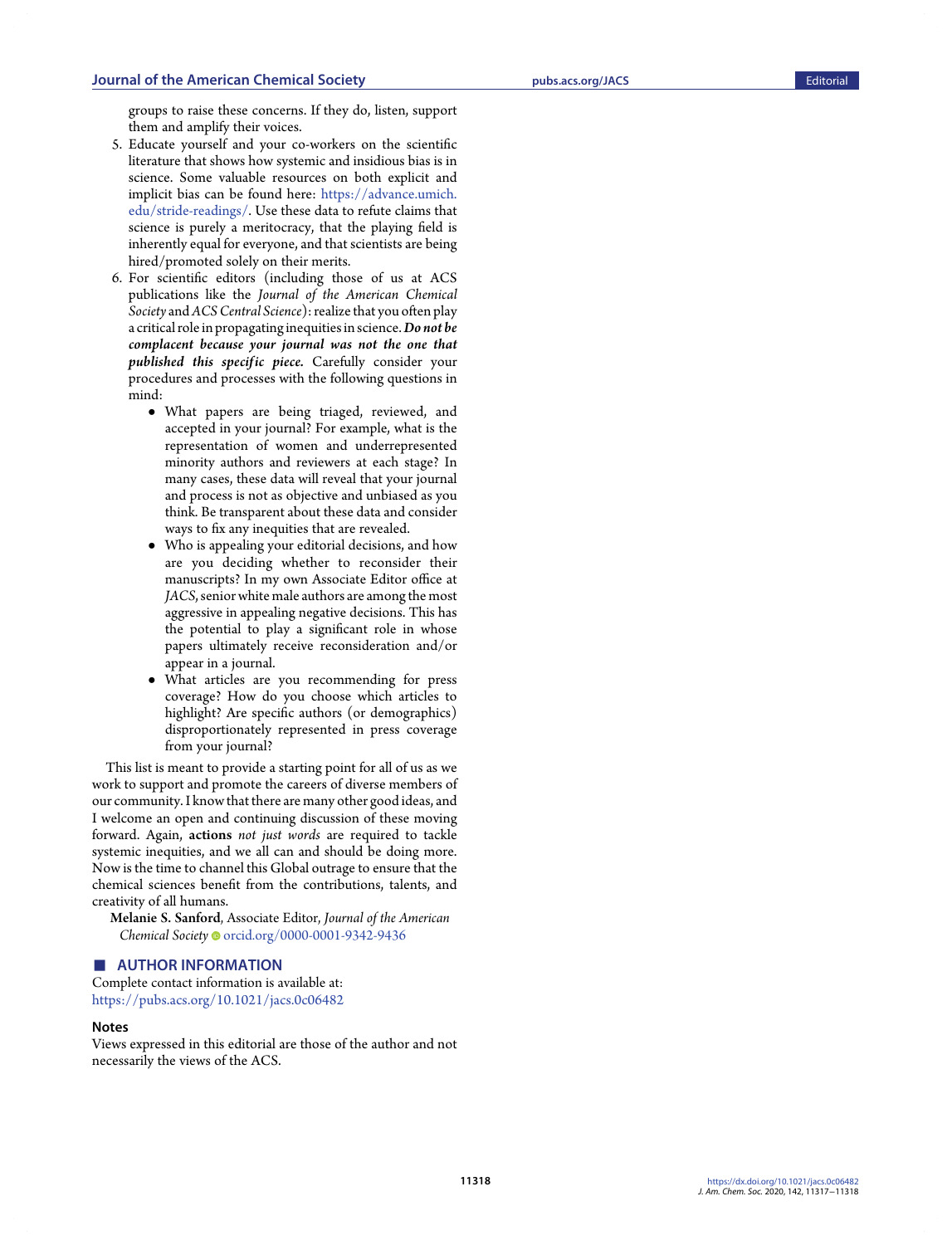groups to raise these concerns. If they do, listen, support them and amplify their voices.

5. Educate yourself and your co-workers on the scientific literature that shows how systemic and insidious bias is in science. Some valuable resources on both explicit and implicit bias can be found here: https://advance.umich.edu/stride-readings/. Use these data to refute claims that science is purely a meritocracy, that the playing field is inherently equal for everyone, and that scientists are being hired/promoted solely on their merits.
6. For scientific editors (including those of us at ACS publications like the *Journal of the American Chemical Society* and *ACS Central Science*): realize that you often play a critical role in propagating inequities in science. ***Do not be complacent because your journal was not the one that published this specific piece.*** Carefully consider your procedures and processes with the following questions in mind:
   - What papers are being triaged, reviewed, and accepted in your journal? For example, what is the representation of women and underrepresented minority authors and reviewers at each stage? In many cases, these data will reveal that your journal and process is not as objective and unbiased as you think. Be transparent about these data and consider ways to fix any inequities that are revealed.
   - Who is appealing your editorial decisions, and how are you deciding whether to reconsider their manuscripts? In my own Associate Editor office at *JACS*, senior white male authors are among the most aggressive in appealing negative decisions. This has the potential to play a significant role in whose papers ultimately receive reconsideration and/or appear in a journal.
   - What articles are you recommending for press coverage? How do you choose which articles to highlight? Are specific authors (or demographics) disproportionately represented in press coverage from your journal?

This list is meant to provide a starting point for all of us as we work to support and promote the careers of diverse members of our community. I know that there are many other good ideas, and I welcome an open and continuing discussion of these moving forward. Again, **actions** *not just words* are required to tackle systemic inequities, and we all can and should be doing more. Now is the time to channel this Global outrage to ensure that the chemical sciences benefit from the contributions, talents, and creativity of all humans.

**Melanie S. Sanford**, Associate Editor, *Journal of the American Chemical Society* orcid.org/0000-0001-9342-9436

## AUTHOR INFORMATION

Complete contact information is available at: https://pubs.acs.org/10.1021/jacs.0c06482

### Notes

Views expressed in this editorial are those of the author and not necessarily the views of the ACS.